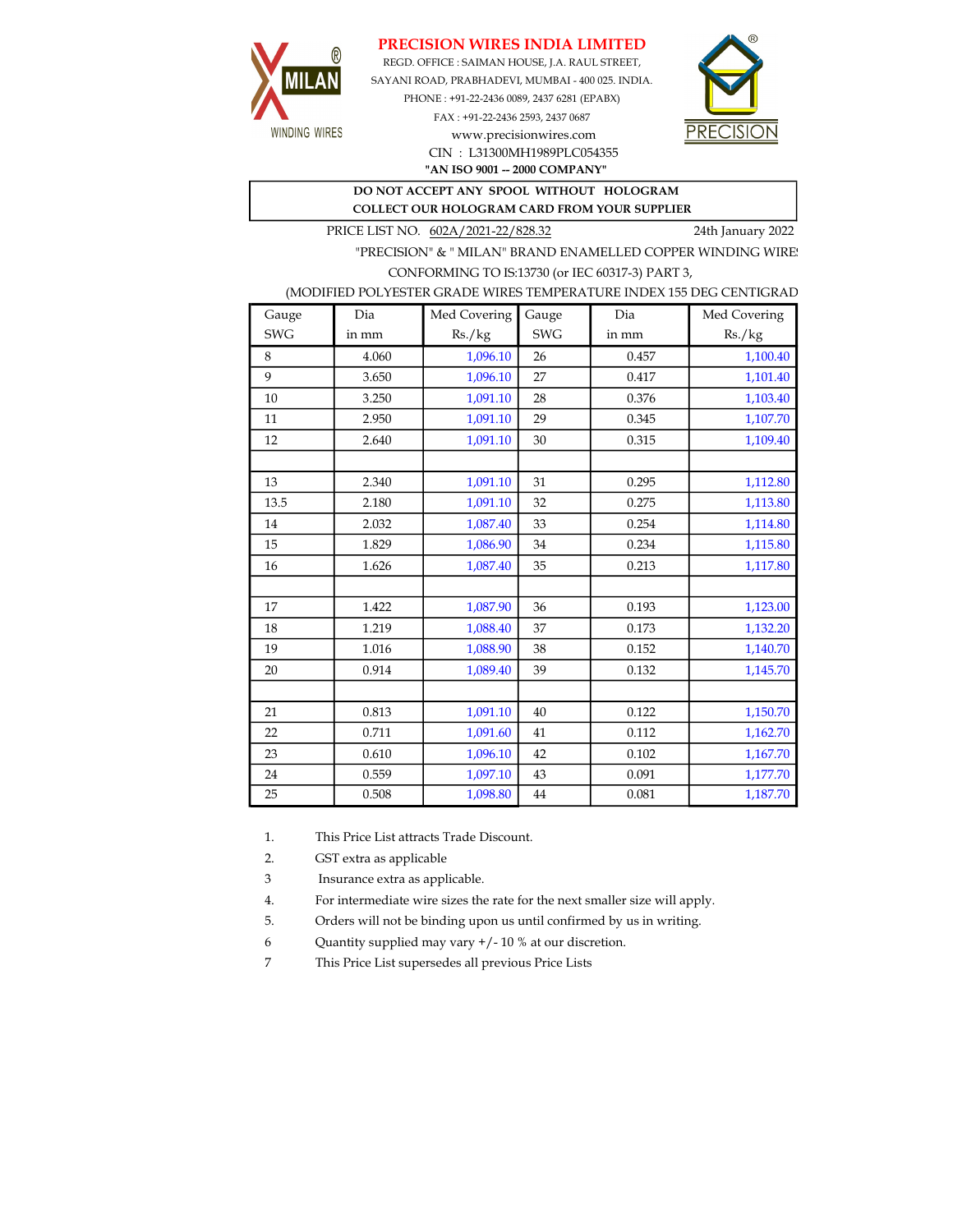# PRECISION WIRES INDIA LIMITED

MILAN WINDING WIRES

REGD. OFFICE : SAIMAN HOUSE, J.A. RAUL STREET,
SAYANI ROAD, PRABHADEVI, MUMBAI - 400 025. INDIA.
PHONE : +91-22-2436 0089, 2437 6281 (EPABX)
FAX : +91-22-2436 2593, 2437 0687
www.precisionwires.com
CIN : L31300MH1989PLC054355
**"AN ISO 9001 -- 2000 COMPANY"**

PRECISION

**DO NOT ACCEPT ANY SPOOL WITHOUT HOLOGRAM**
**COLLECT OUR HOLOGRAM CARD FROM YOUR SUPPLIER**

PRICE LIST NO. 602A/2021-22/828.32 24th January 2022

"PRECISION" & " MILAN" BRAND ENAMELLED COPPER WINDING WIRES
CONFORMING TO IS:13730 (or IEC 60317-3) PART 3,
(MODIFIED POLYESTER GRADE WIRES TEMPERATURE INDEX 155 DEG CENTIGRADE)

| Gauge SWG | Dia in mm | Med Covering Rs./kg | Gauge SWG | Dia in mm | Med Covering Rs./kg |
|---|---|---|---|---|---|
| 8 | 4.060 | 1,096.10 | 26 | 0.457 | 1,100.40 |
| 9 | 3.650 | 1,096.10 | 27 | 0.417 | 1,101.40 |
| 10 | 3.250 | 1,091.10 | 28 | 0.376 | 1,103.40 |
| 11 | 2.950 | 1,091.10 | 29 | 0.345 | 1,107.70 |
| 12 | 2.640 | 1,091.10 | 30 | 0.315 | 1,109.40 |
| | | | | | |
| 13 | 2.340 | 1,091.10 | 31 | 0.295 | 1,112.80 |
| 13.5 | 2.180 | 1,091.10 | 32 | 0.275 | 1,113.80 |
| 14 | 2.032 | 1,087.40 | 33 | 0.254 | 1,114.80 |
| 15 | 1.829 | 1,086.90 | 34 | 0.234 | 1,115.80 |
| 16 | 1.626 | 1,087.40 | 35 | 0.213 | 1,117.80 |
| | | | | | |
| 17 | 1.422 | 1,087.90 | 36 | 0.193 | 1,123.00 |
| 18 | 1.219 | 1,088.40 | 37 | 0.173 | 1,132.20 |
| 19 | 1.016 | 1,088.90 | 38 | 0.152 | 1,140.70 |
| 20 | 0.914 | 1,089.40 | 39 | 0.132 | 1,145.70 |
| | | | | | |
| 21 | 0.813 | 1,091.10 | 40 | 0.122 | 1,150.70 |
| 22 | 0.711 | 1,091.60 | 41 | 0.112 | 1,162.70 |
| 23 | 0.610 | 1,096.10 | 42 | 0.102 | 1,167.70 |
| 24 | 0.559 | 1,097.10 | 43 | 0.091 | 1,177.70 |
| 25 | 0.508 | 1,098.80 | 44 | 0.081 | 1,187.70 |

1. This Price List attracts Trade Discount.
2. GST extra as applicable
3. Insurance extra as applicable.
4. For intermediate wire sizes the rate for the next smaller size will apply.
5. Orders will not be binding upon us until confirmed by us in writing.
6. Quantity supplied may vary +/- 10 % at our discretion.
7. This Price List supersedes all previous Price Lists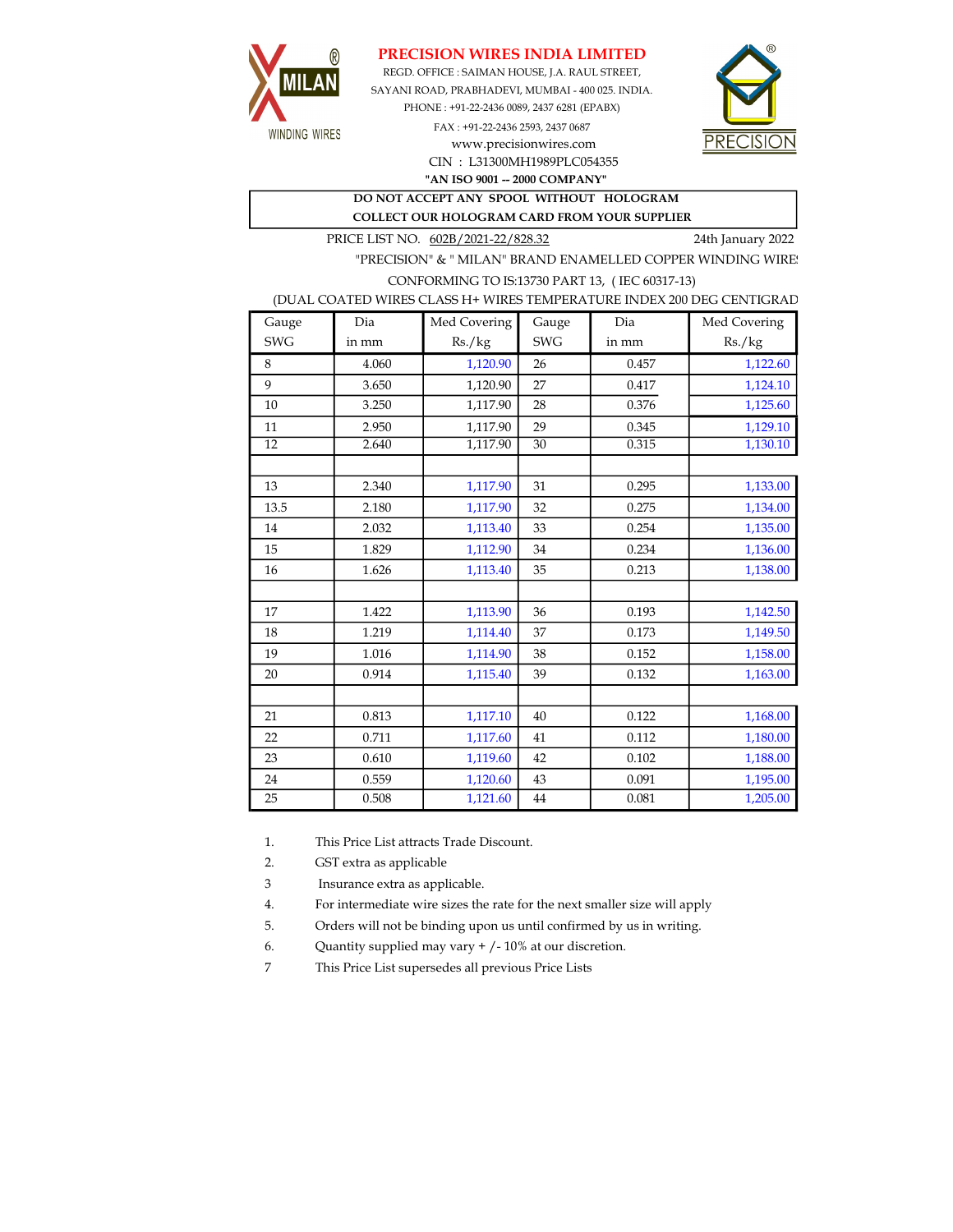**PRECISION WIRES INDIA LIMITED**

REGD. OFFICE : SAIMAN HOUSE, J.A. RAUL STREET,
SAYANI ROAD, PRABHADEVI, MUMBAI - 400 025. INDIA.
PHONE : +91-22-2436 0089, 2437 6281 (EPABX)
FAX : +91-22-2436 2593, 2437 0687
www.precisionwires.com
CIN : L31300MH1989PLC054355

**"AN ISO 9001 -- 2000 COMPANY"**

**DO NOT ACCEPT ANY SPOOL WITHOUT HOLOGRAM**
**COLLECT OUR HOLOGRAM CARD FROM YOUR SUPPLIER**

PRICE LIST NO. 602B/2021-22/828.32 24th January 2022

"PRECISION" & " MILAN" BRAND ENAMELLED COPPER WINDING WIRES

CONFORMING TO IS:13730 PART 13, ( IEC 60317-13)

(DUAL COATED WIRES CLASS H+ WIRES TEMPERATURE INDEX 200 DEG CENTIGRADE

| Gauge SWG | Dia in mm | Med Covering Rs./kg | Gauge SWG | Dia in mm | Med Covering Rs./kg |
|---|---|---|---|---|---|
| 8 | 4.060 | 1,120.90 | 26 | 0.457 | 1,122.60 |
| 9 | 3.650 | 1,120.90 | 27 | 0.417 | 1,124.10 |
| 10 | 3.250 | 1,117.90 | 28 | 0.376 | 1,125.60 |
| 11 | 2.950 | 1,117.90 | 29 | 0.345 | 1,129.10 |
| 12 | 2.640 | 1,117.90 | 30 | 0.315 | 1,130.10 |
| | | | | | |
| 13 | 2.340 | 1,117.90 | 31 | 0.295 | 1,133.00 |
| 13.5 | 2.180 | 1,117.90 | 32 | 0.275 | 1,134.00 |
| 14 | 2.032 | 1,113.40 | 33 | 0.254 | 1,135.00 |
| 15 | 1.829 | 1,112.90 | 34 | 0.234 | 1,136.00 |
| 16 | 1.626 | 1,113.40 | 35 | 0.213 | 1,138.00 |
| | | | | | |
| 17 | 1.422 | 1,113.90 | 36 | 0.193 | 1,142.50 |
| 18 | 1.219 | 1,114.40 | 37 | 0.173 | 1,149.50 |
| 19 | 1.016 | 1,114.90 | 38 | 0.152 | 1,158.00 |
| 20 | 0.914 | 1,115.40 | 39 | 0.132 | 1,163.00 |
| | | | | | |
| 21 | 0.813 | 1,117.10 | 40 | 0.122 | 1,168.00 |
| 22 | 0.711 | 1,117.60 | 41 | 0.112 | 1,180.00 |
| 23 | 0.610 | 1,119.60 | 42 | 0.102 | 1,188.00 |
| 24 | 0.559 | 1,120.60 | 43 | 0.091 | 1,195.00 |
| 25 | 0.508 | 1,121.60 | 44 | 0.081 | 1,205.00 |

1. This Price List attracts Trade Discount.
2. GST extra as applicable
3 Insurance extra as applicable.
4. For intermediate wire sizes the rate for the next smaller size will apply
5. Orders will not be binding upon us until confirmed by us in writing.
6. Quantity supplied may vary + /- 10% at our discretion.
7 This Price List supersedes all previous Price Lists